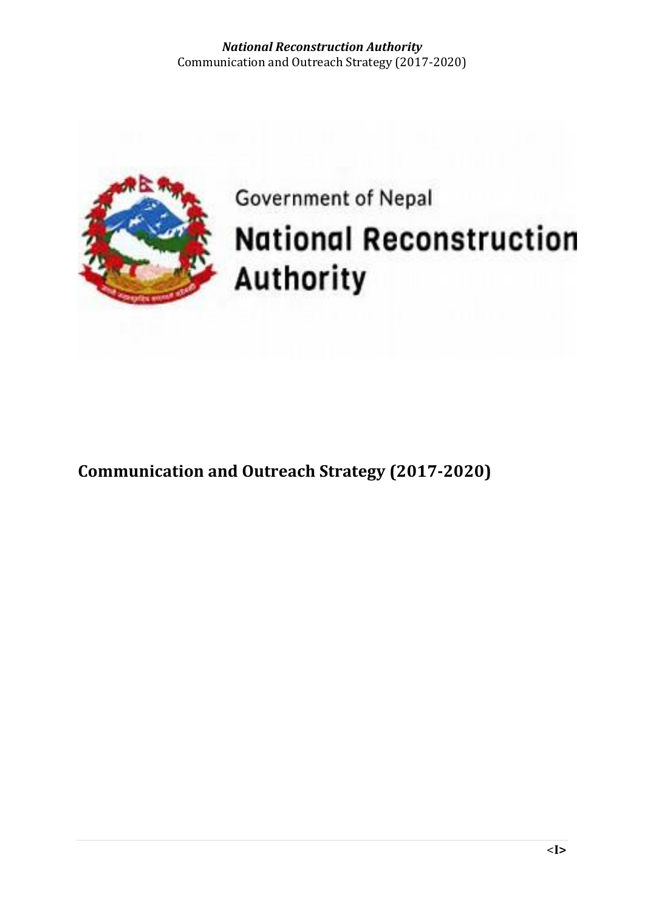Government of Nepal

# National Reconstruction Authority

## Communication and Outreach Strategy (2017-2020)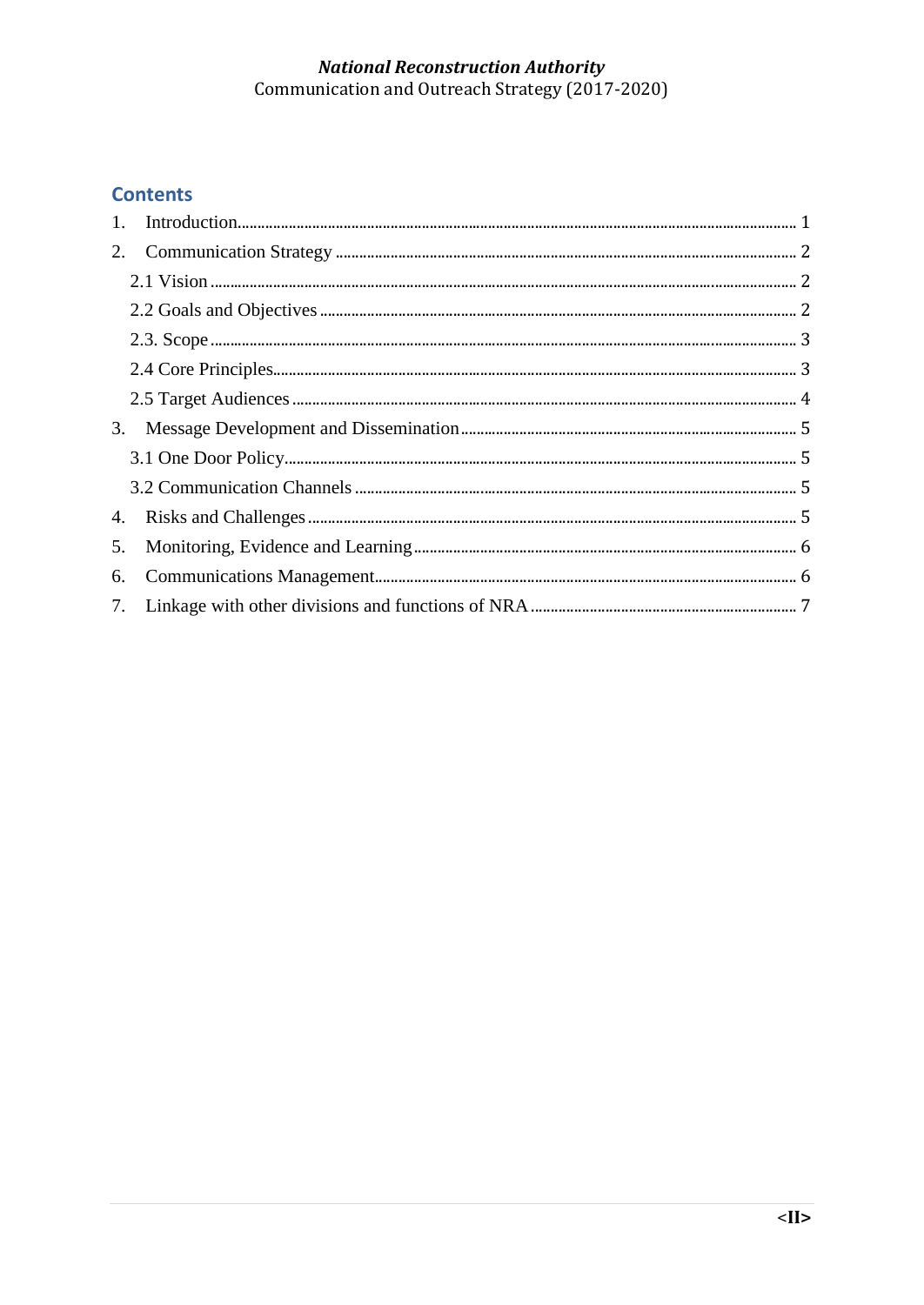## Contents

1. Introduction........................................................................................................................................ 1
2. Communication Strategy .................................................................................................................. 2
   - 2.1 Vision ................................................................................................................................................ 2
   - 2.2 Goals and Objectives ...................................................................................................................... 2
   - 2.3. Scope ................................................................................................................................................ 3
   - 2.4 Core Principles.................................................................................................................................. 3
   - 2.5 Target Audiences ............................................................................................................................. 4
3. Message Development and Dissemination .................................................................................... 5
   - 3.1 One Door Policy................................................................................................................................ 5
   - 3.2 Communication Channels ............................................................................................................... 5
4. Risks and Challenges ........................................................................................................................ 5
5. Monitoring, Evidence and Learning ................................................................................................ 6
6. Communications Management......................................................................................................... 6
7. Linkage with other divisions and functions of NRA .................................................................... 7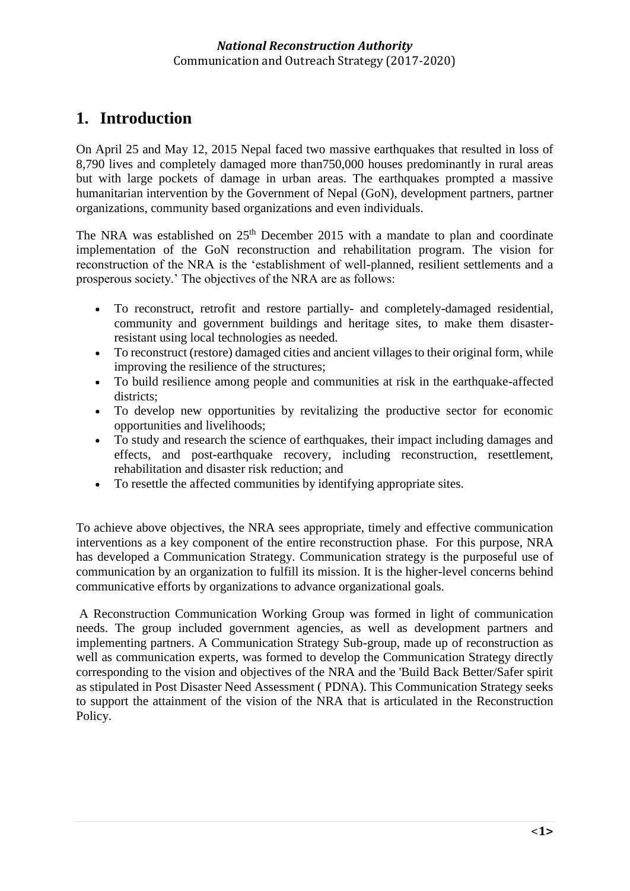# 1. Introduction

On April 25 and May 12, 2015 Nepal faced two massive earthquakes that resulted in loss of 8,790 lives and completely damaged more than750,000 houses predominantly in rural areas but with large pockets of damage in urban areas. The earthquakes prompted a massive humanitarian intervention by the Government of Nepal (GoN), development partners, partner organizations, community based organizations and even individuals.

The NRA was established on 25th December 2015 with a mandate to plan and coordinate implementation of the GoN reconstruction and rehabilitation program. The vision for reconstruction of the NRA is the 'establishment of well-planned, resilient settlements and a prosperous society.' The objectives of the NRA are as follows:

- To reconstruct, retrofit and restore partially- and completely-damaged residential, community and government buildings and heritage sites, to make them disaster-resistant using local technologies as needed.
- To reconstruct (restore) damaged cities and ancient villages to their original form, while improving the resilience of the structures;
- To build resilience among people and communities at risk in the earthquake-affected districts;
- To develop new opportunities by revitalizing the productive sector for economic opportunities and livelihoods;
- To study and research the science of earthquakes, their impact including damages and effects, and post-earthquake recovery, including reconstruction, resettlement, rehabilitation and disaster risk reduction; and
- To resettle the affected communities by identifying appropriate sites.

To achieve above objectives, the NRA sees appropriate, timely and effective communication interventions as a key component of the entire reconstruction phase. For this purpose, NRA has developed a Communication Strategy. Communication strategy is the purposeful use of communication by an organization to fulfill its mission. It is the higher-level concerns behind communicative efforts by organizations to advance organizational goals.

A Reconstruction Communication Working Group was formed in light of communication needs. The group included government agencies, as well as development partners and implementing partners. A Communication Strategy Sub-group, made up of reconstruction as well as communication experts, was formed to develop the Communication Strategy directly corresponding to the vision and objectives of the NRA and the 'Build Back Better/Safer spirit as stipulated in Post Disaster Need Assessment ( PDNA). This Communication Strategy seeks to support the attainment of the vision of the NRA that is articulated in the Reconstruction Policy.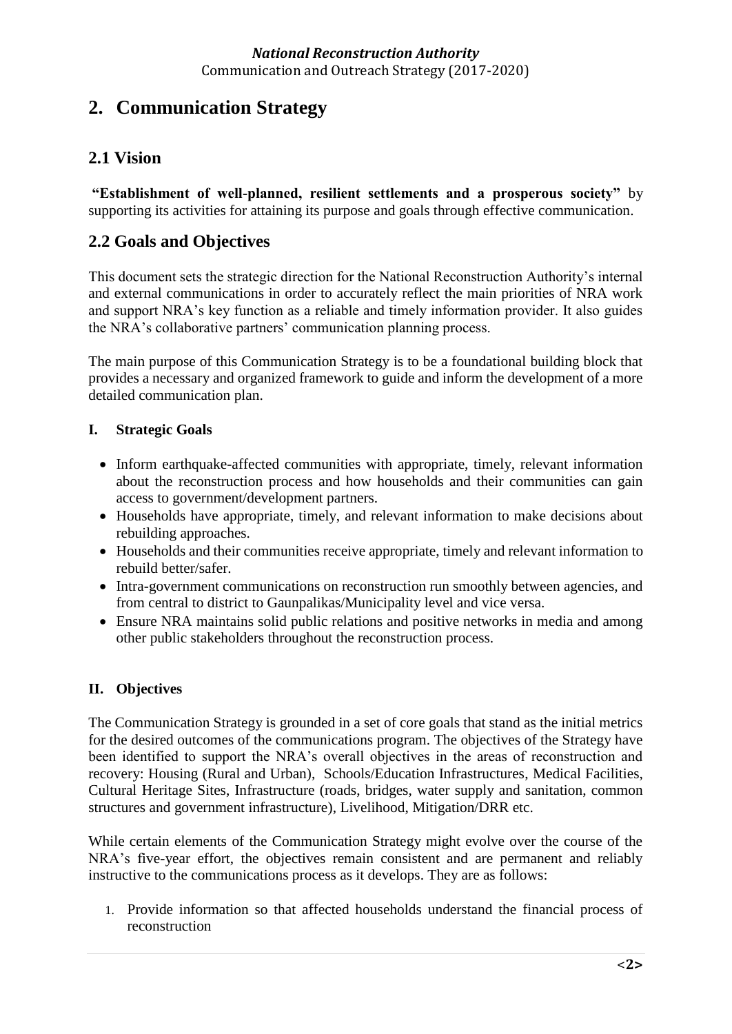# 2. Communication Strategy

## 2.1 Vision

**"Establishment of well-planned, resilient settlements and a prosperous society"** by supporting its activities for attaining its purpose and goals through effective communication.

## 2.2 Goals and Objectives

This document sets the strategic direction for the National Reconstruction Authority's internal and external communications in order to accurately reflect the main priorities of NRA work and support NRA's key function as a reliable and timely information provider. It also guides the NRA's collaborative partners' communication planning process.

The main purpose of this Communication Strategy is to be a foundational building block that provides a necessary and organized framework to guide and inform the development of a more detailed communication plan.

### I. Strategic Goals

- Inform earthquake-affected communities with appropriate, timely, relevant information about the reconstruction process and how households and their communities can gain access to government/development partners.
- Households have appropriate, timely, and relevant information to make decisions about rebuilding approaches.
- Households and their communities receive appropriate, timely and relevant information to rebuild better/safer.
- Intra-government communications on reconstruction run smoothly between agencies, and from central to district to Gaunpalikas/Municipality level and vice versa.
- Ensure NRA maintains solid public relations and positive networks in media and among other public stakeholders throughout the reconstruction process.

### II. Objectives

The Communication Strategy is grounded in a set of core goals that stand as the initial metrics for the desired outcomes of the communications program. The objectives of the Strategy have been identified to support the NRA's overall objectives in the areas of reconstruction and recovery: Housing (Rural and Urban), Schools/Education Infrastructures, Medical Facilities, Cultural Heritage Sites, Infrastructure (roads, bridges, water supply and sanitation, common structures and government infrastructure), Livelihood, Mitigation/DRR etc.

While certain elements of the Communication Strategy might evolve over the course of the NRA's five-year effort, the objectives remain consistent and are permanent and reliably instructive to the communications process as it develops. They are as follows:

1. Provide information so that affected households understand the financial process of reconstruction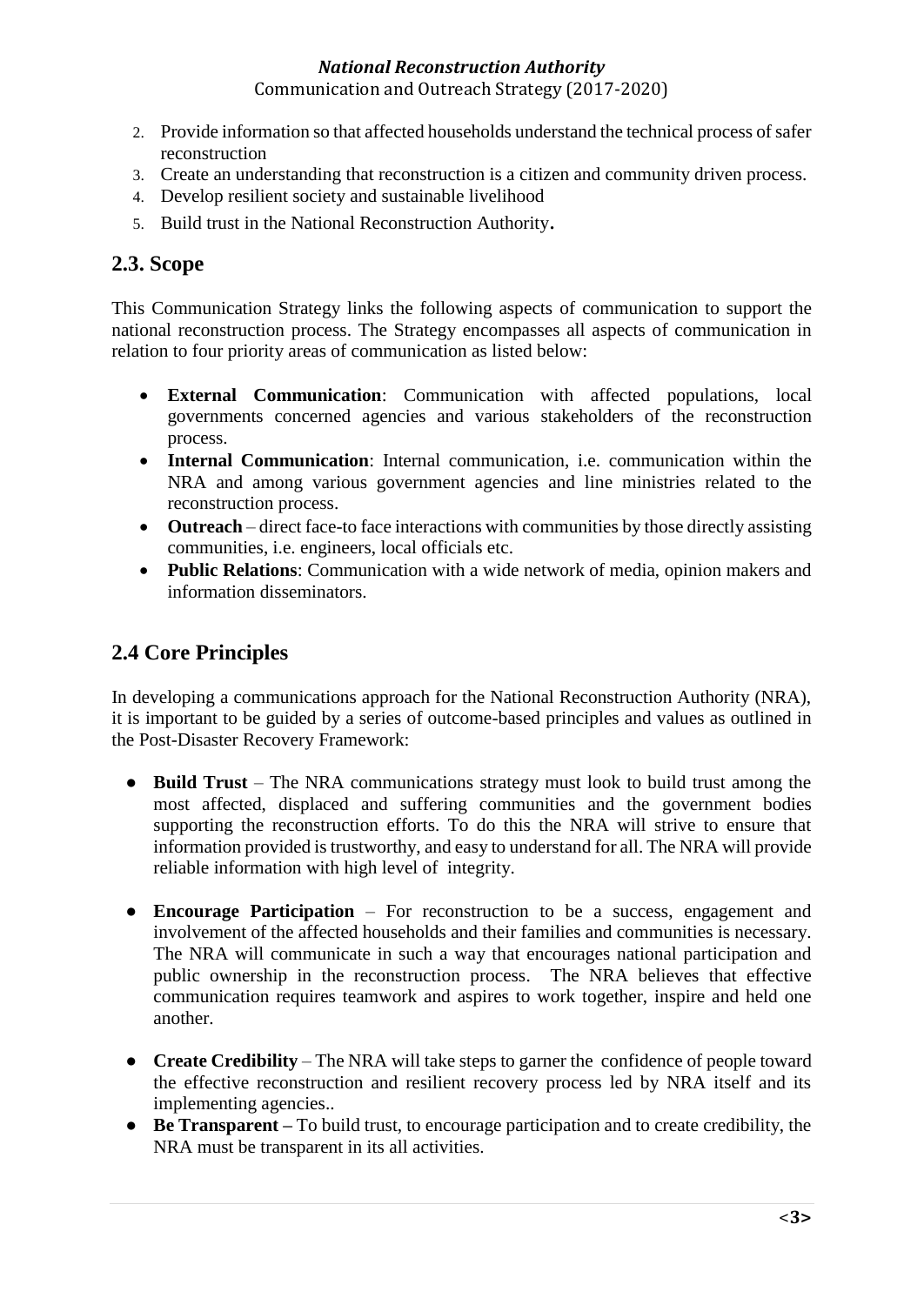2. Provide information so that affected households understand the technical process of safer reconstruction
3. Create an understanding that reconstruction is a citizen and community driven process.
4. Develop resilient society and sustainable livelihood
5. Build trust in the National Reconstruction Authority**.**

## 2.3. Scope

This Communication Strategy links the following aspects of communication to support the national reconstruction process. The Strategy encompasses all aspects of communication in relation to four priority areas of communication as listed below:

- **External Communication**: Communication with affected populations, local governments concerned agencies and various stakeholders of the reconstruction process.
- **Internal Communication**: Internal communication, i.e. communication within the NRA and among various government agencies and line ministries related to the reconstruction process.
- **Outreach** – direct face-to face interactions with communities by those directly assisting communities, i.e. engineers, local officials etc.
- **Public Relations**: Communication with a wide network of media, opinion makers and information disseminators.

## 2.4 Core Principles

In developing a communications approach for the National Reconstruction Authority (NRA), it is important to be guided by a series of outcome-based principles and values as outlined in the Post-Disaster Recovery Framework:

- **Build Trust** – The NRA communications strategy must look to build trust among the most affected, displaced and suffering communities and the government bodies supporting the reconstruction efforts. To do this the NRA will strive to ensure that information provided is trustworthy, and easy to understand for all. The NRA will provide reliable information with high level of integrity.

- **Encourage Participation** – For reconstruction to be a success, engagement and involvement of the affected households and their families and communities is necessary. The NRA will communicate in such a way that encourages national participation and public ownership in the reconstruction process. The NRA believes that effective communication requires teamwork and aspires to work together, inspire and held one another.

- **Create Credibility** – The NRA will take steps to garner the confidence of people toward the effective reconstruction and resilient recovery process led by NRA itself and its implementing agencies..
- **Be Transparent –** To build trust, to encourage participation and to create credibility, the NRA must be transparent in its all activities.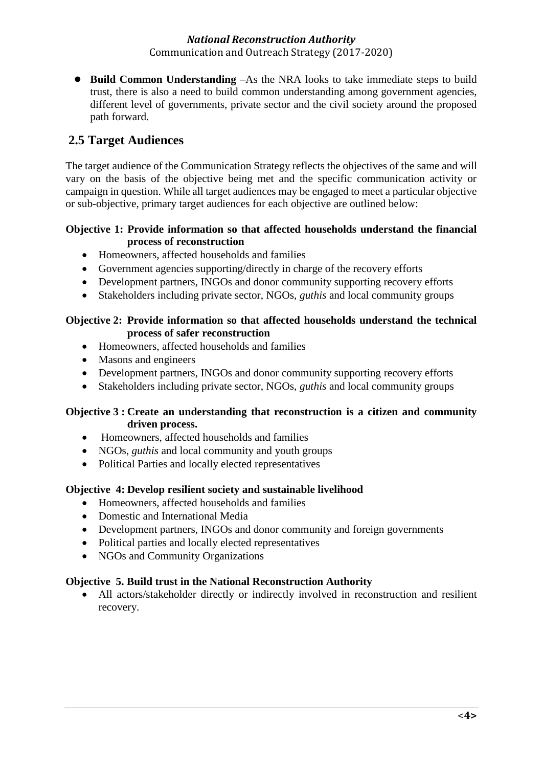- **Build Common Understanding** –As the NRA looks to take immediate steps to build trust, there is also a need to build common understanding among government agencies, different level of governments, private sector and the civil society around the proposed path forward.

## 2.5 Target Audiences

The target audience of the Communication Strategy reflects the objectives of the same and will vary on the basis of the objective being met and the specific communication activity or campaign in question. While all target audiences may be engaged to meet a particular objective or sub-objective, primary target audiences for each objective are outlined below:

**Objective 1: Provide information so that affected households understand the financial process of reconstruction**

- Homeowners, affected households and families
- Government agencies supporting/directly in charge of the recovery efforts
- Development partners, INGOs and donor community supporting recovery efforts
- Stakeholders including private sector, NGOs, *guthis* and local community groups

**Objective 2: Provide information so that affected households understand the technical process of safer reconstruction**

- Homeowners, affected households and families
- Masons and engineers
- Development partners, INGOs and donor community supporting recovery efforts
- Stakeholders including private sector, NGOs, *guthis* and local community groups

**Objective 3 : Create an understanding that reconstruction is a citizen and community driven process.**

- Homeowners, affected households and families
- NGOs, *guthis* and local community and youth groups
- Political Parties and locally elected representatives

**Objective 4: Develop resilient society and sustainable livelihood**

- Homeowners, affected households and families
- Domestic and International Media
- Development partners, INGOs and donor community and foreign governments
- Political parties and locally elected representatives
- NGOs and Community Organizations

**Objective 5. Build trust in the National Reconstruction Authority**

- All actors/stakeholder directly or indirectly involved in reconstruction and resilient recovery.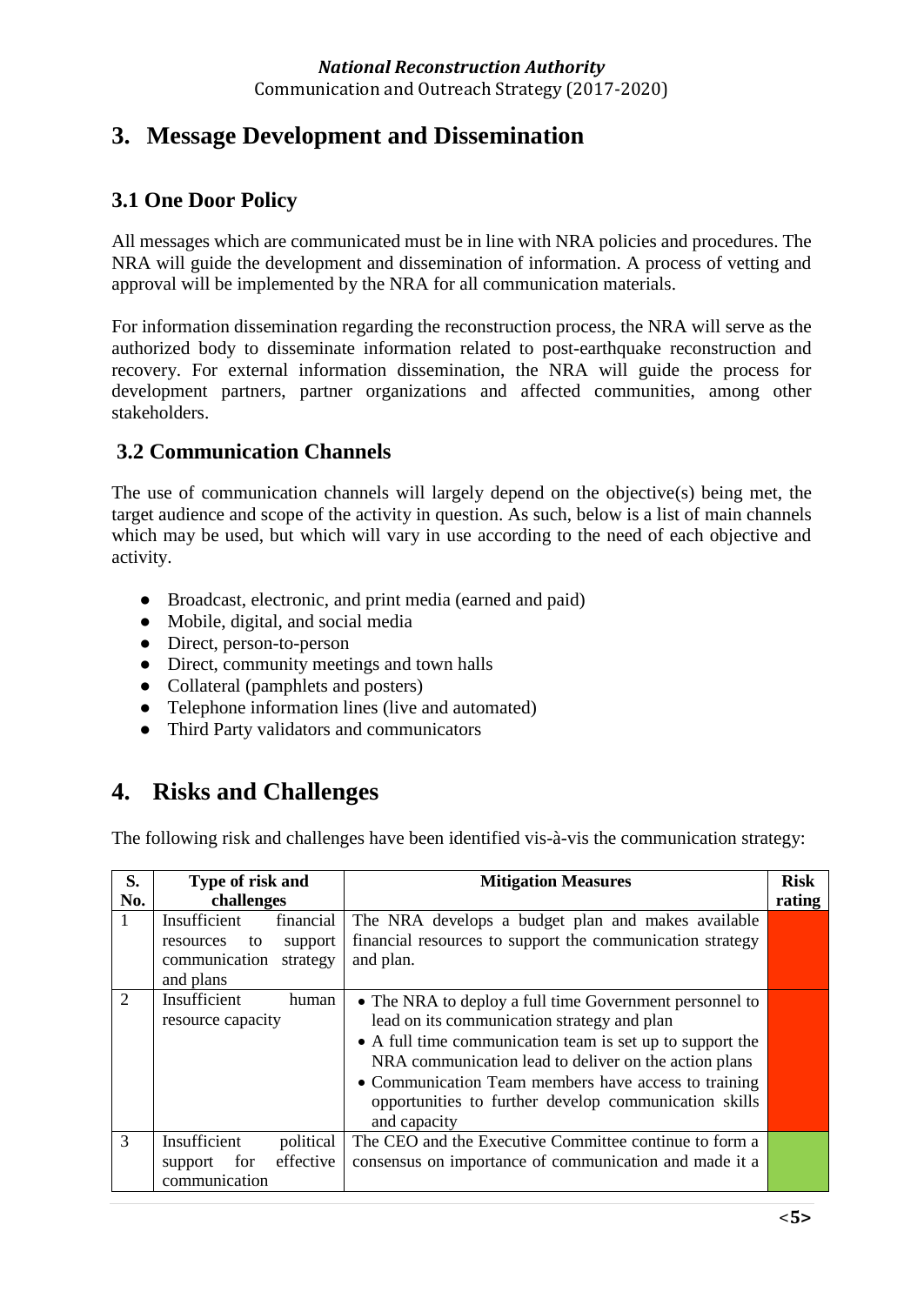# 3. Message Development and Dissemination

## 3.1 One Door Policy

All messages which are communicated must be in line with NRA policies and procedures. The NRA will guide the development and dissemination of information. A process of vetting and approval will be implemented by the NRA for all communication materials.

For information dissemination regarding the reconstruction process, the NRA will serve as the authorized body to disseminate information related to post-earthquake reconstruction and recovery. For external information dissemination, the NRA will guide the process for development partners, partner organizations and affected communities, among other stakeholders.

## 3.2 Communication Channels

The use of communication channels will largely depend on the objective(s) being met, the target audience and scope of the activity in question. As such, below is a list of main channels which may be used, but which will vary in use according to the need of each objective and activity.

- Broadcast, electronic, and print media (earned and paid)
- Mobile, digital, and social media
- Direct, person-to-person
- Direct, community meetings and town halls
- Collateral (pamphlets and posters)
- Telephone information lines (live and automated)
- Third Party validators and communicators

# 4. Risks and Challenges

The following risk and challenges have been identified vis-à-vis the communication strategy:

| S. No. | Type of risk and challenges | Mitigation Measures | Risk rating |
|---|---|---|---|
| 1 | Insufficient financial resources to support communication strategy and plans | The NRA develops a budget plan and makes available financial resources to support the communication strategy and plan. | |
| 2 | Insufficient human resource capacity | • The NRA to deploy a full time Government personnel to lead on its communication strategy and plan<br>• A full time communication team is set up to support the NRA communication lead to deliver on the action plans<br>• Communication Team members have access to training opportunities to further develop communication skills and capacity | |
| 3 | Insufficient political support for effective communication | The CEO and the Executive Committee continue to form a consensus on importance of communication and made it a | |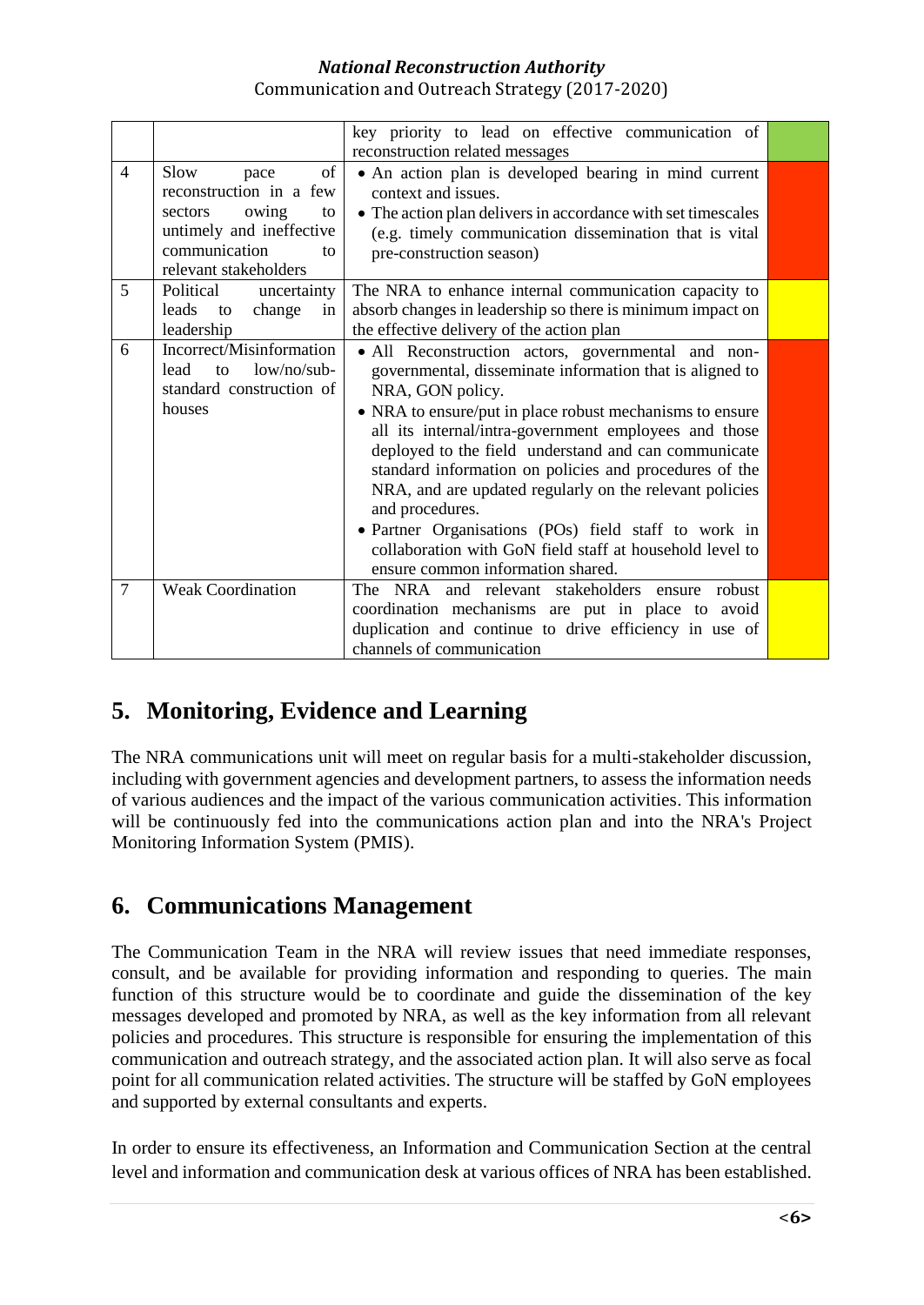| | | | |
|---|---|---|---|
| | | key priority to lead on effective communication of reconstruction related messages | |
| 4 | Slow pace of reconstruction in a few sectors owing to untimely and ineffective communication to relevant stakeholders | • An action plan is developed bearing in mind current context and issues.<br>• The action plan delivers in accordance with set timescales (e.g. timely communication dissemination that is vital pre-construction season) | |
| 5 | Political uncertainty leads to change in leadership | The NRA to enhance internal communication capacity to absorb changes in leadership so there is minimum impact on the effective delivery of the action plan | |
| 6 | Incorrect/Misinformation lead to low/no/sub-standard construction of houses | • All Reconstruction actors, governmental and non-governmental, disseminate information that is aligned to NRA, GON policy.<br>• NRA to ensure/put in place robust mechanisms to ensure all its internal/intra-government employees and those deployed to the field understand and can communicate standard information on policies and procedures of the NRA, and are updated regularly on the relevant policies and procedures.<br>• Partner Organisations (POs) field staff to work in collaboration with GoN field staff at household level to ensure common information shared. | |
| 7 | Weak Coordination | The NRA and relevant stakeholders ensure robust coordination mechanisms are put in place to avoid duplication and continue to drive efficiency in use of channels of communication | |

## 5. Monitoring, Evidence and Learning

The NRA communications unit will meet on regular basis for a multi-stakeholder discussion, including with government agencies and development partners, to assess the information needs of various audiences and the impact of the various communication activities. This information will be continuously fed into the communications action plan and into the NRA's Project Monitoring Information System (PMIS).

## 6. Communications Management

The Communication Team in the NRA will review issues that need immediate responses, consult, and be available for providing information and responding to queries. The main function of this structure would be to coordinate and guide the dissemination of the key messages developed and promoted by NRA, as well as the key information from all relevant policies and procedures. This structure is responsible for ensuring the implementation of this communication and outreach strategy, and the associated action plan. It will also serve as focal point for all communication related activities. The structure will be staffed by GoN employees and supported by external consultants and experts.

In order to ensure its effectiveness, an Information and Communication Section at the central level and information and communication desk at various offices of NRA has been established.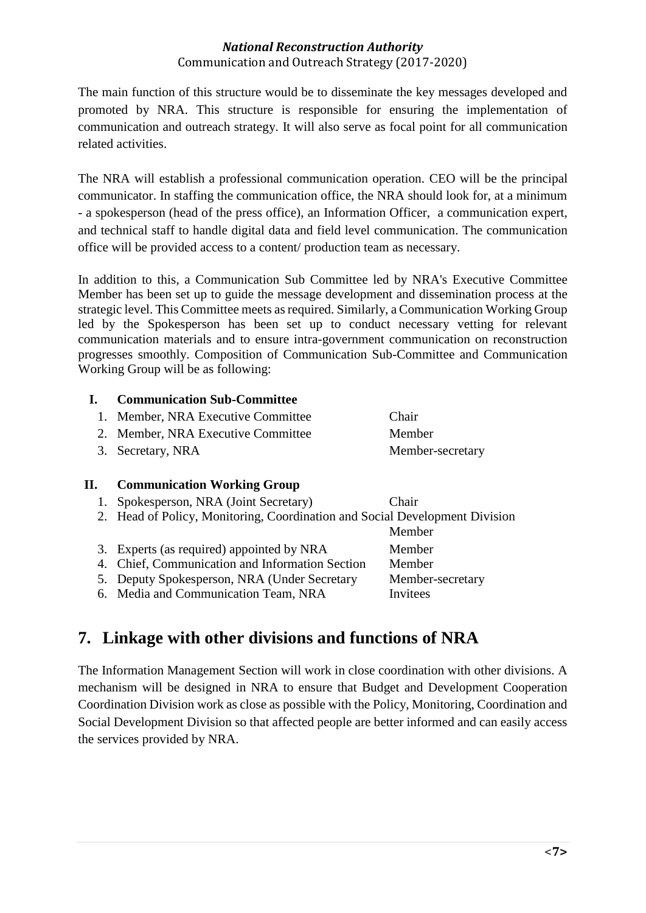The main function of this structure would be to disseminate the key messages developed and promoted by NRA. This structure is responsible for ensuring the implementation of communication and outreach strategy. It will also serve as focal point for all communication related activities.

The NRA will establish a professional communication operation. CEO will be the principal communicator. In staffing the communication office, the NRA should look for, at a minimum - a spokesperson (head of the press office), an Information Officer, a communication expert, and technical staff to handle digital data and field level communication. The communication office will be provided access to a content/ production team as necessary.

In addition to this, a Communication Sub Committee led by NRA's Executive Committee Member has been set up to guide the message development and dissemination process at the strategic level. This Committee meets as required. Similarly, a Communication Working Group led by the Spokesperson has been set up to conduct necessary vetting for relevant communication materials and to ensure intra-government communication on reconstruction progresses smoothly. Composition of Communication Sub-Committee and Communication Working Group will be as following:

**I. Communication Sub-Committee**

| | | |
|---|---|---|
| 1. | Member, NRA Executive Committee | Chair |
| 2. | Member, NRA Executive Committee | Member |
| 3. | Secretary, NRA | Member-secretary |

**II. Communication Working Group**

| | | |
|---|---|---|
| 1. | Spokesperson, NRA (Joint Secretary) | Chair |
| 2. | Head of Policy, Monitoring, Coordination and Social Development Division | Member |
| 3. | Experts (as required) appointed by NRA | Member |
| 4. | Chief, Communication and Information Section | Member |
| 5. | Deputy Spokesperson, NRA (Under Secretary | Member-secretary |
| 6. | Media and Communication Team, NRA | Invitees |

## 7. Linkage with other divisions and functions of NRA

The Information Management Section will work in close coordination with other divisions. A mechanism will be designed in NRA to ensure that Budget and Development Cooperation Coordination Division work as close as possible with the Policy, Monitoring, Coordination and Social Development Division so that affected people are better informed and can easily access the services provided by NRA.